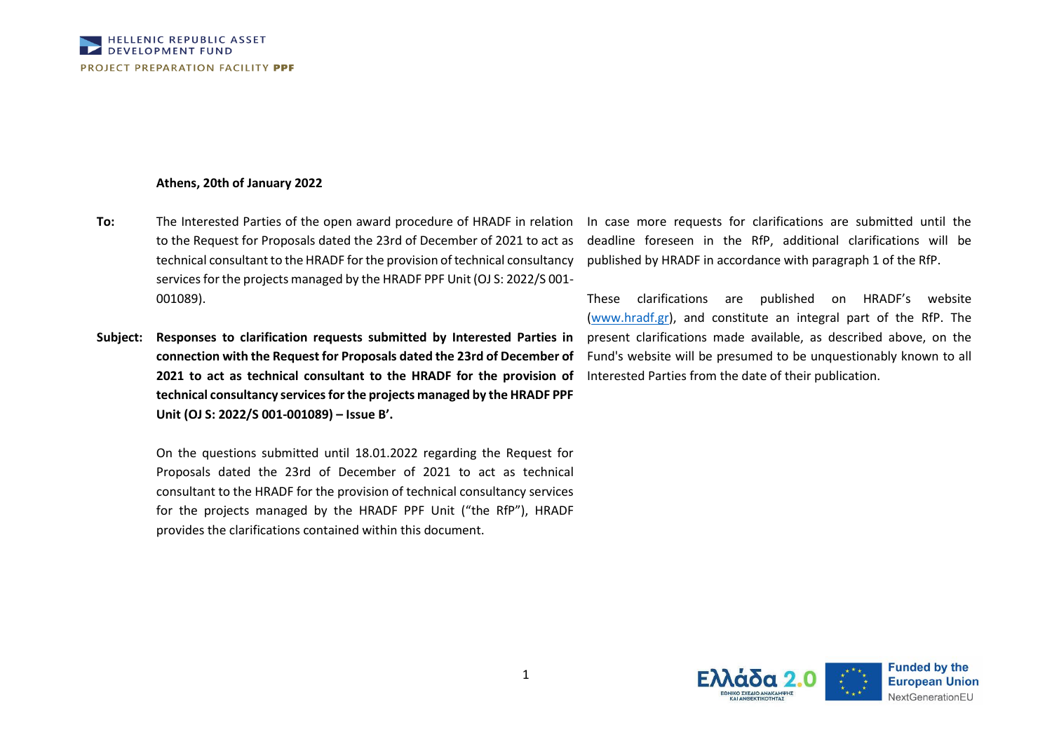**Athens, 20th of January 2022**

**To:** The Interested Parties of the open award procedure of HRADF in relation to the Request for Proposals dated the 23rd of December of 2021 to act as technical consultant to the HRADF for the provision of technical consultancy services for the projects managed by the HRADF PPF Unit (OJ S: 2022/S 001-001089).

**Subject: Responses to clarification requests submitted by Interested Parties in connection with the Request for Proposals dated the 23rd of December of 2021 to act as technical consultant to the HRADF for the provision of technical consultancy services for the projects managed by the HRADF PPF Unit (OJ S: 2022/S 001-001089) – Issue B'.**

On the questions submitted until 18.01.2022 regarding the Request for Proposals dated the 23rd of December of 2021 to act as technical consultant to the HRADF for the provision of technical consultancy services for the projects managed by the HRADF PPF Unit ("the RfP"), HRADF provides the clarifications contained within this document.

In case more requests for clarifications are submitted until the deadline foreseen in the RfP, additional clarifications will be published by HRADF in accordance with paragraph 1 of the RfP.

These clarifications are published on HRADF's website (www.hradf.gr), and constitute an integral part of the RfP. The present clarifications made available, as described above, on the Fund's website will be presumed to be unquestionably known to all Interested Parties from the date of their publication.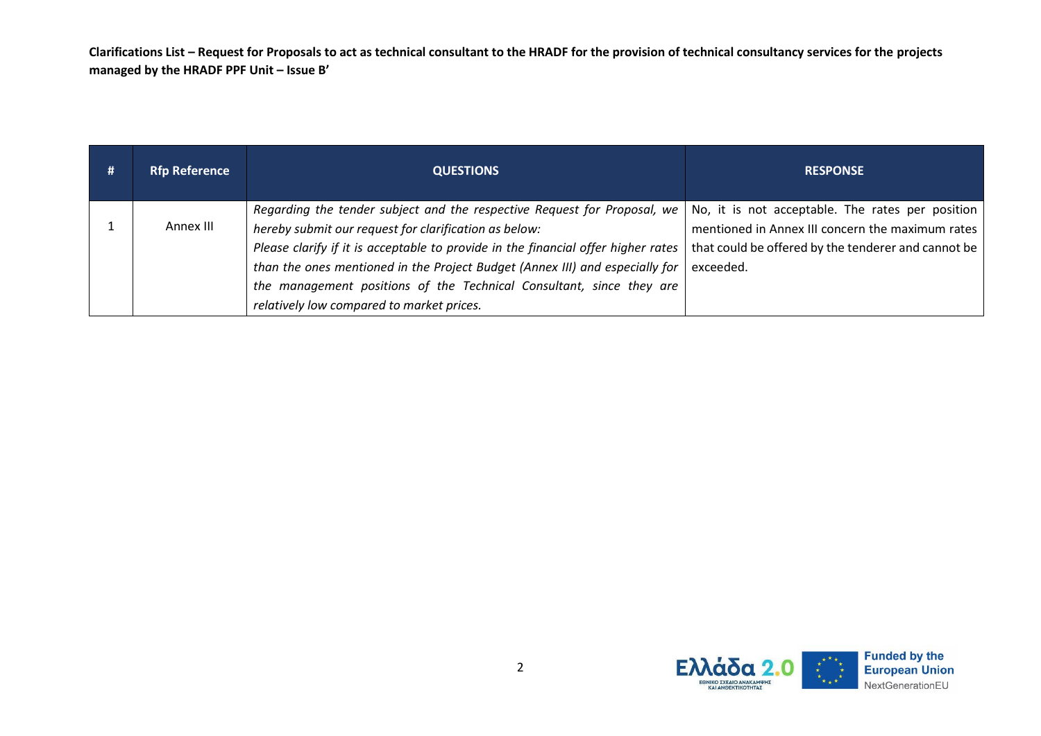**Clarifications List – Request for Proposals to act as technical consultant to the HRADF for the provision of technical consultancy services for the projects managed by the HRADF PPF Unit – Issue B'**

| # | Rfp Reference | QUESTIONS | RESPONSE |
|---|---|---|---|
| 1 | Annex III | *Regarding the tender subject and the respective Request for Proposal, we hereby submit our request for clarification as below:*<br>*Please clarify if it is acceptable to provide in the financial offer higher rates than the ones mentioned in the Project Budget (Annex III) and especially for the management positions of the Technical Consultant, since they are relatively low compared to market prices.* | No, it is not acceptable. The rates per position mentioned in Annex III concern the maximum rates that could be offered by the tenderer and cannot be exceeded. |